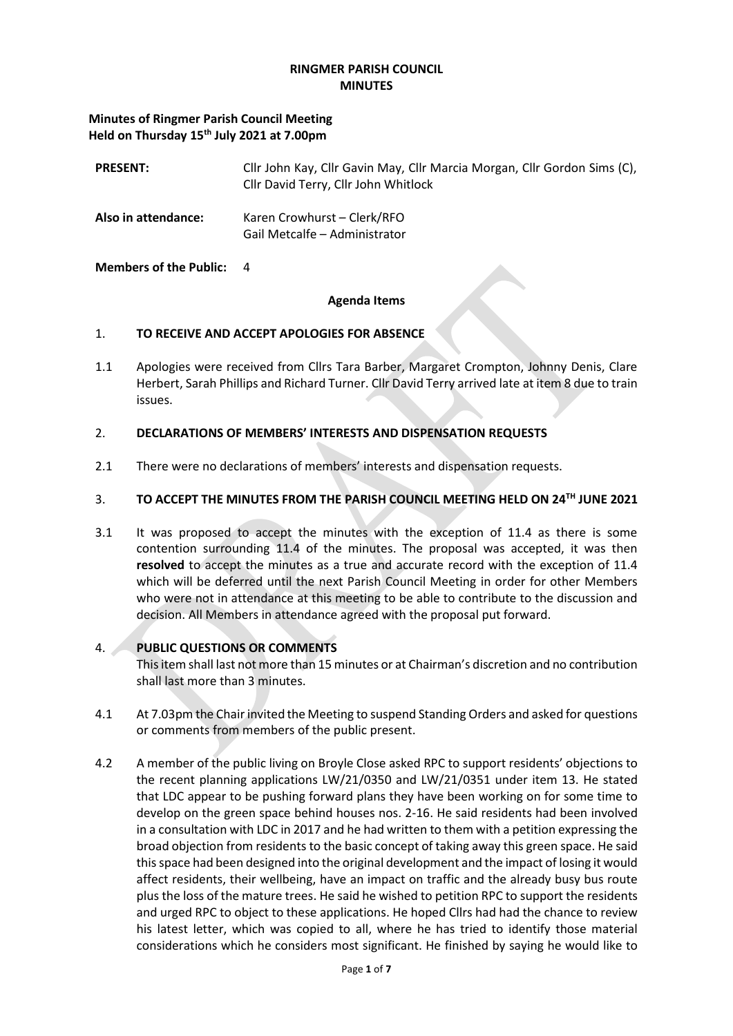# RINGMER PARISH COUNCIL
## MINUTES

**Minutes of Ringmer Parish Council Meeting**
**Held on Thursday 15th July 2021 at 7.00pm**

| | |
|---|---|
| **PRESENT:** | Cllr John Kay, Cllr Gavin May, Cllr Marcia Morgan, Cllr Gordon Sims (C), Cllr David Terry, Cllr John Whitlock |
| **Also in attendance:** | Karen Crowhurst – Clerk/RFO<br>Gail Metcalfe – Administrator |
| **Members of the Public:** | 4 |

**Agenda Items**

1. **TO RECEIVE AND ACCEPT APOLOGIES FOR ABSENCE**

1.1 Apologies were received from Cllrs Tara Barber, Margaret Crompton, Johnny Denis, Clare Herbert, Sarah Phillips and Richard Turner. Cllr David Terry arrived late at item 8 due to train issues.

2. **DECLARATIONS OF MEMBERS' INTERESTS AND DISPENSATION REQUESTS**

2.1 There were no declarations of members' interests and dispensation requests.

3. **TO ACCEPT THE MINUTES FROM THE PARISH COUNCIL MEETING HELD ON 24TH JUNE 2021**

3.1 It was proposed to accept the minutes with the exception of 11.4 as there is some contention surrounding 11.4 of the minutes. The proposal was accepted, it was then **resolved** to accept the minutes as a true and accurate record with the exception of 11.4 which will be deferred until the next Parish Council Meeting in order for other Members who were not in attendance at this meeting to be able to contribute to the discussion and decision. All Members in attendance agreed with the proposal put forward.

4. **PUBLIC QUESTIONS OR COMMENTS**
This item shall last not more than 15 minutes or at Chairman's discretion and no contribution shall last more than 3 minutes.

4.1 At 7.03pm the Chair invited the Meeting to suspend Standing Orders and asked for questions or comments from members of the public present.

4.2 A member of the public living on Broyle Close asked RPC to support residents' objections to the recent planning applications LW/21/0350 and LW/21/0351 under item 13. He stated that LDC appear to be pushing forward plans they have been working on for some time to develop on the green space behind houses nos. 2-16. He said residents had been involved in a consultation with LDC in 2017 and he had written to them with a petition expressing the broad objection from residents to the basic concept of taking away this green space. He said this space had been designed into the original development and the impact of losing it would affect residents, their wellbeing, have an impact on traffic and the already busy bus route plus the loss of the mature trees. He said he wished to petition RPC to support the residents and urged RPC to object to these applications. He hoped Cllrs had had the chance to review his latest letter, which was copied to all, where he has tried to identify those material considerations which he considers most significant. He finished by saying he would like to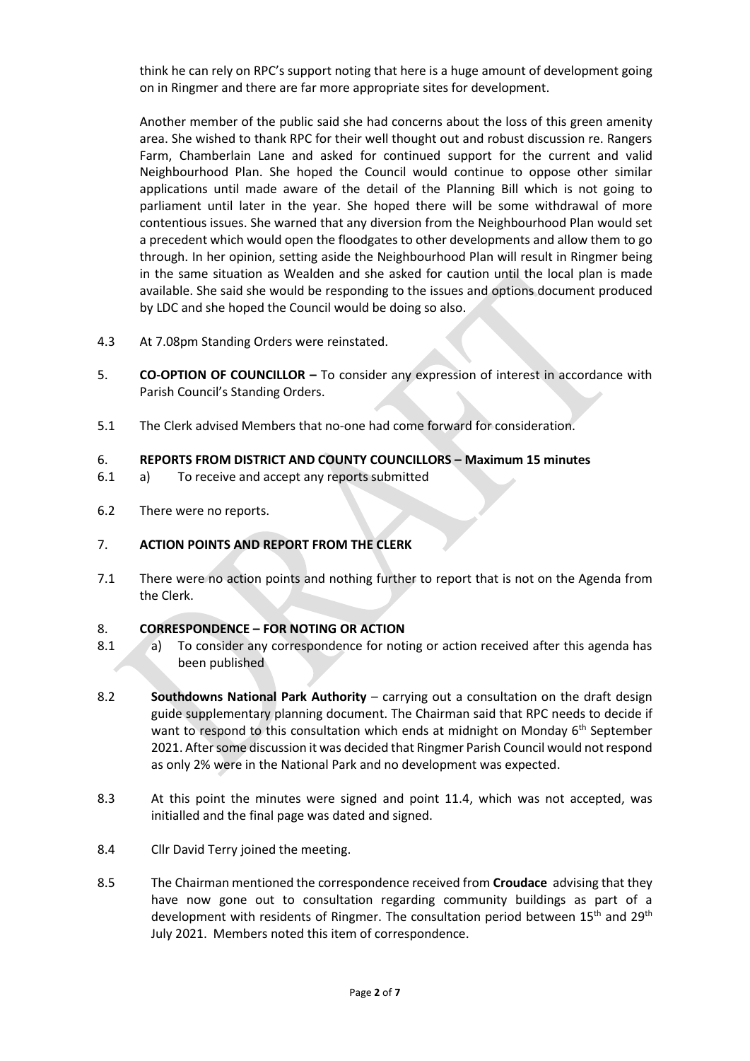think he can rely on RPC's support noting that here is a huge amount of development going on in Ringmer and there are far more appropriate sites for development.

Another member of the public said she had concerns about the loss of this green amenity area. She wished to thank RPC for their well thought out and robust discussion re. Rangers Farm, Chamberlain Lane and asked for continued support for the current and valid Neighbourhood Plan. She hoped the Council would continue to oppose other similar applications until made aware of the detail of the Planning Bill which is not going to parliament until later in the year. She hoped there will be some withdrawal of more contentious issues. She warned that any diversion from the Neighbourhood Plan would set a precedent which would open the floodgates to other developments and allow them to go through. In her opinion, setting aside the Neighbourhood Plan will result in Ringmer being in the same situation as Wealden and she asked for caution until the local plan is made available. She said she would be responding to the issues and options document produced by LDC and she hoped the Council would be doing so also.

4.3 At 7.08pm Standing Orders were reinstated.

5. **CO-OPTION OF COUNCILLOR –** To consider any expression of interest in accordance with Parish Council's Standing Orders.

5.1 The Clerk advised Members that no-one had come forward for consideration.

6. **REPORTS FROM DISTRICT AND COUNTY COUNCILLORS – Maximum 15 minutes**

6.1 a) To receive and accept any reports submitted

6.2 There were no reports.

7. **ACTION POINTS AND REPORT FROM THE CLERK**

7.1 There were no action points and nothing further to report that is not on the Agenda from the Clerk.

8. **CORRESPONDENCE – FOR NOTING OR ACTION**

8.1 a) To consider any correspondence for noting or action received after this agenda has been published

8.2 **Southdowns National Park Authority** – carrying out a consultation on the draft design guide supplementary planning document. The Chairman said that RPC needs to decide if want to respond to this consultation which ends at midnight on Monday 6th September 2021. After some discussion it was decided that Ringmer Parish Council would not respond as only 2% were in the National Park and no development was expected.

8.3 At this point the minutes were signed and point 11.4, which was not accepted, was initialled and the final page was dated and signed.

8.4 Cllr David Terry joined the meeting.

8.5 The Chairman mentioned the correspondence received from **Croudace** advising that they have now gone out to consultation regarding community buildings as part of a development with residents of Ringmer. The consultation period between 15th and 29th July 2021. Members noted this item of correspondence.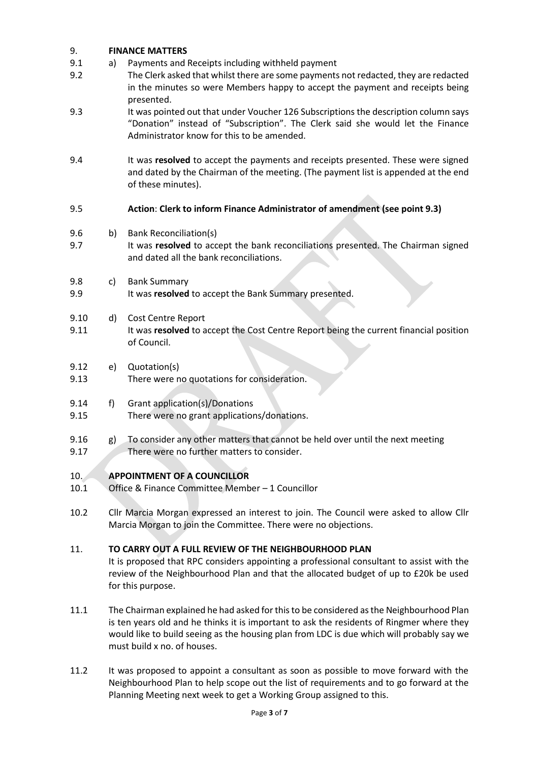9. **FINANCE MATTERS**

9.1 a) Payments and Receipts including withheld payment

9.2 The Clerk asked that whilst there are some payments not redacted, they are redacted in the minutes so were Members happy to accept the payment and receipts being presented.

9.3 It was pointed out that under Voucher 126 Subscriptions the description column says "Donation" instead of "Subscription". The Clerk said she would let the Finance Administrator know for this to be amended.

9.4 It was **resolved** to accept the payments and receipts presented. These were signed and dated by the Chairman of the meeting. (The payment list is appended at the end of these minutes).

9.5 **Action**: **Clerk to inform Finance Administrator of amendment (see point 9.3)**

9.6 b) Bank Reconciliation(s)

9.7 It was **resolved** to accept the bank reconciliations presented. The Chairman signed and dated all the bank reconciliations.

9.8 c) Bank Summary

9.9 It was **resolved** to accept the Bank Summary presented.

9.10 d) Cost Centre Report

9.11 It was **resolved** to accept the Cost Centre Report being the current financial position of Council.

9.12 e) Quotation(s)

9.13 There were no quotations for consideration.

9.14 f) Grant application(s)/Donations

9.15 There were no grant applications/donations.

9.16 g) To consider any other matters that cannot be held over until the next meeting

9.17 There were no further matters to consider.

10. **APPOINTMENT OF A COUNCILLOR**

10.1 Office & Finance Committee Member – 1 Councillor

10.2 Cllr Marcia Morgan expressed an interest to join. The Council were asked to allow Cllr Marcia Morgan to join the Committee. There were no objections.

11. **TO CARRY OUT A FULL REVIEW OF THE NEIGHBOURHOOD PLAN**

It is proposed that RPC considers appointing a professional consultant to assist with the review of the Neighbourhood Plan and that the allocated budget of up to £20k be used for this purpose.

11.1 The Chairman explained he had asked for this to be considered as the Neighbourhood Plan is ten years old and he thinks it is important to ask the residents of Ringmer where they would like to build seeing as the housing plan from LDC is due which will probably say we must build x no. of houses.

11.2 It was proposed to appoint a consultant as soon as possible to move forward with the Neighbourhood Plan to help scope out the list of requirements and to go forward at the Planning Meeting next week to get a Working Group assigned to this.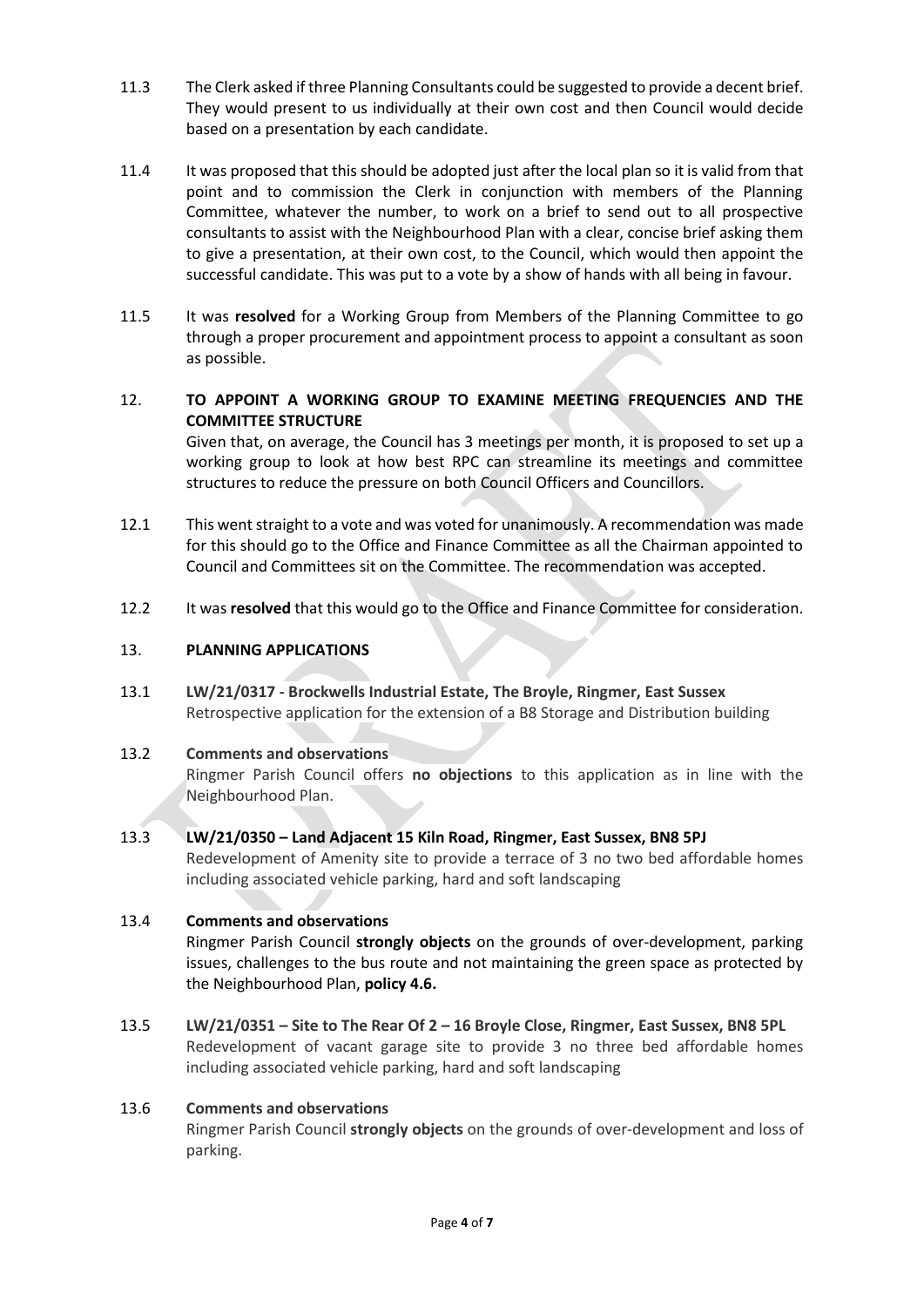11.3 The Clerk asked if three Planning Consultants could be suggested to provide a decent brief. They would present to us individually at their own cost and then Council would decide based on a presentation by each candidate.

11.4 It was proposed that this should be adopted just after the local plan so it is valid from that point and to commission the Clerk in conjunction with members of the Planning Committee, whatever the number, to work on a brief to send out to all prospective consultants to assist with the Neighbourhood Plan with a clear, concise brief asking them to give a presentation, at their own cost, to the Council, which would then appoint the successful candidate. This was put to a vote by a show of hands with all being in favour.

11.5 It was **resolved** for a Working Group from Members of the Planning Committee to go through a proper procurement and appointment process to appoint a consultant as soon as possible.

## 12. TO APPOINT A WORKING GROUP TO EXAMINE MEETING FREQUENCIES AND THE COMMITTEE STRUCTURE

Given that, on average, the Council has 3 meetings per month, it is proposed to set up a working group to look at how best RPC can streamline its meetings and committee structures to reduce the pressure on both Council Officers and Councillors.

12.1 This went straight to a vote and was voted for unanimously. A recommendation was made for this should go to the Office and Finance Committee as all the Chairman appointed to Council and Committees sit on the Committee. The recommendation was accepted.

12.2 It was **resolved** that this would go to the Office and Finance Committee for consideration.

## 13. PLANNING APPLICATIONS

13.1 **LW/21/0317 - Brockwells Industrial Estate, The Broyle, Ringmer, East Sussex**

Retrospective application for the extension of a B8 Storage and Distribution building

13.2 **Comments and observations**

Ringmer Parish Council offers **no objections** to this application as in line with the Neighbourhood Plan.

13.3 **LW/21/0350 – Land Adjacent 15 Kiln Road, Ringmer, East Sussex, BN8 5PJ**

Redevelopment of Amenity site to provide a terrace of 3 no two bed affordable homes including associated vehicle parking, hard and soft landscaping

13.4 **Comments and observations**

Ringmer Parish Council **strongly objects** on the grounds of over-development, parking issues, challenges to the bus route and not maintaining the green space as protected by the Neighbourhood Plan, **policy 4.6.**

13.5 **LW/21/0351 – Site to The Rear Of 2 – 16 Broyle Close, Ringmer, East Sussex, BN8 5PL**

Redevelopment of vacant garage site to provide 3 no three bed affordable homes including associated vehicle parking, hard and soft landscaping

13.6 **Comments and observations**

Ringmer Parish Council **strongly objects** on the grounds of over-development and loss of parking.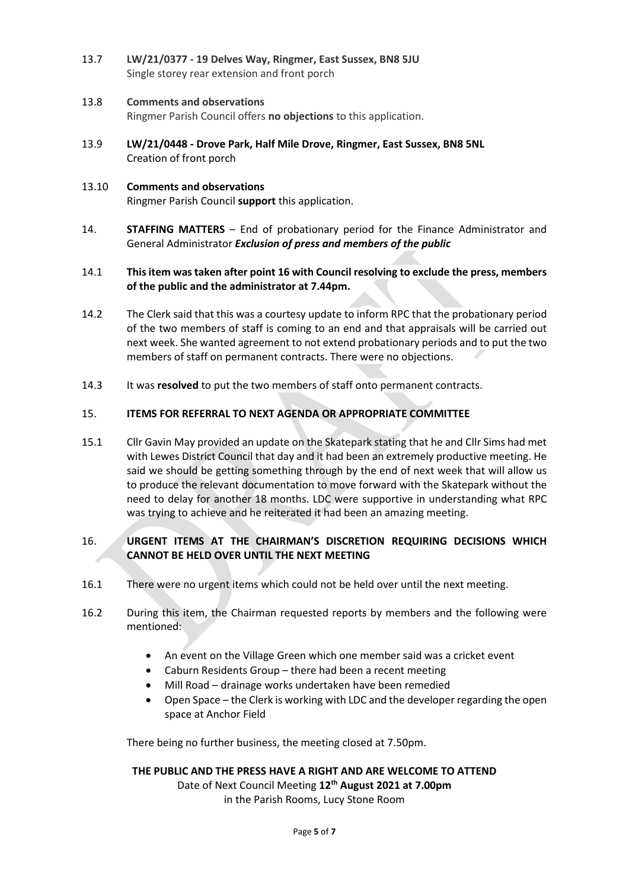13.7 **LW/21/0377 - 19 Delves Way, Ringmer, East Sussex, BN8 5JU**
Single storey rear extension and front porch

13.8 **Comments and observations**
Ringmer Parish Council offers **no objections** to this application.

13.9 **LW/21/0448 - Drove Park, Half Mile Drove, Ringmer, East Sussex, BN8 5NL**
Creation of front porch

13.10 **Comments and observations**
Ringmer Parish Council **support** this application.

14. **STAFFING MATTERS** – End of probationary period for the Finance Administrator and General Administrator ***Exclusion of press and members of the public***

14.1 **This item was taken after point 16 with Council resolving to exclude the press, members of the public and the administrator at 7.44pm.**

14.2 The Clerk said that this was a courtesy update to inform RPC that the probationary period of the two members of staff is coming to an end and that appraisals will be carried out next week. She wanted agreement to not extend probationary periods and to put the two members of staff on permanent contracts. There were no objections.

14.3 It was **resolved** to put the two members of staff onto permanent contracts.

15. **ITEMS FOR REFERRAL TO NEXT AGENDA OR APPROPRIATE COMMITTEE**

15.1 Cllr Gavin May provided an update on the Skatepark stating that he and Cllr Sims had met with Lewes District Council that day and it had been an extremely productive meeting. He said we should be getting something through by the end of next week that will allow us to produce the relevant documentation to move forward with the Skatepark without the need to delay for another 18 months. LDC were supportive in understanding what RPC was trying to achieve and he reiterated it had been an amazing meeting.

16. **URGENT ITEMS AT THE CHAIRMAN'S DISCRETION REQUIRING DECISIONS WHICH CANNOT BE HELD OVER UNTIL THE NEXT MEETING**

16.1 There were no urgent items which could not be held over until the next meeting.

16.2 During this item, the Chairman requested reports by members and the following were mentioned:

- An event on the Village Green which one member said was a cricket event
- Caburn Residents Group – there had been a recent meeting
- Mill Road – drainage works undertaken have been remedied
- Open Space – the Clerk is working with LDC and the developer regarding the open space at Anchor Field

There being no further business, the meeting closed at 7.50pm.

**THE PUBLIC AND THE PRESS HAVE A RIGHT AND ARE WELCOME TO ATTEND**
Date of Next Council Meeting **12th August 2021 at 7.00pm**
in the Parish Rooms, Lucy Stone Room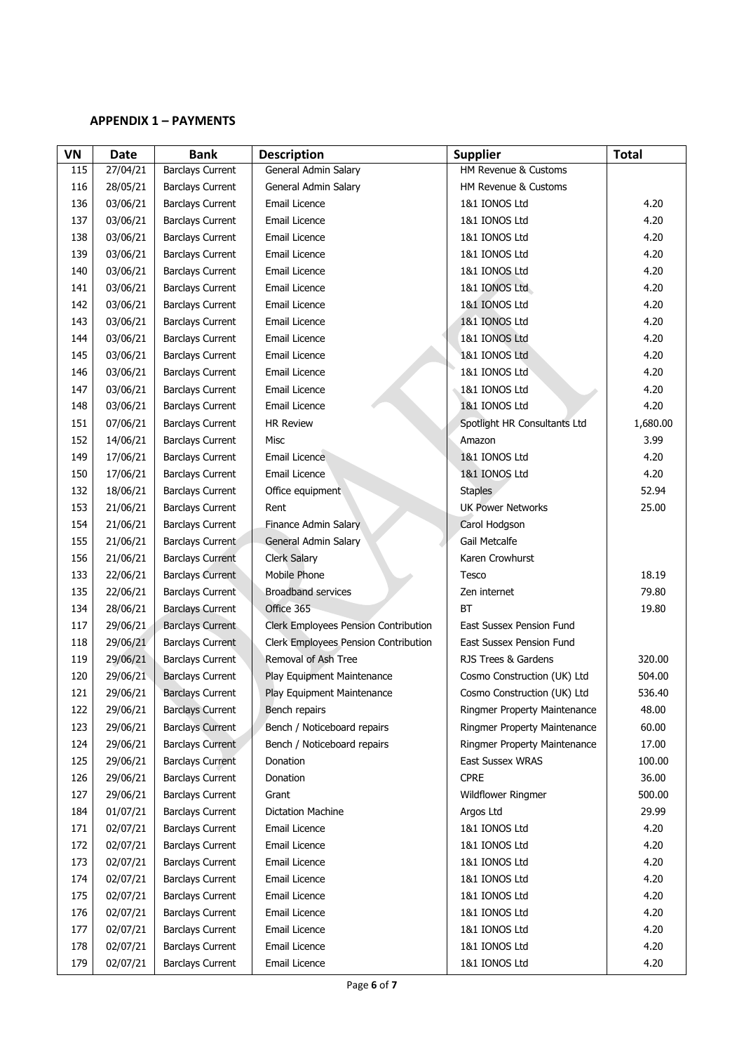**APPENDIX 1 – PAYMENTS**

| VN | Date | Bank | Description | Supplier | Total |
|---|---|---|---|---|---|
| 115 | 27/04/21 | Barclays Current | General Admin Salary | HM Revenue & Customs | |
| 116 | 28/05/21 | Barclays Current | General Admin Salary | HM Revenue & Customs | |
| 136 | 03/06/21 | Barclays Current | Email Licence | 1&1 IONOS Ltd | 4.20 |
| 137 | 03/06/21 | Barclays Current | Email Licence | 1&1 IONOS Ltd | 4.20 |
| 138 | 03/06/21 | Barclays Current | Email Licence | 1&1 IONOS Ltd | 4.20 |
| 139 | 03/06/21 | Barclays Current | Email Licence | 1&1 IONOS Ltd | 4.20 |
| 140 | 03/06/21 | Barclays Current | Email Licence | 1&1 IONOS Ltd | 4.20 |
| 141 | 03/06/21 | Barclays Current | Email Licence | 1&1 IONOS Ltd | 4.20 |
| 142 | 03/06/21 | Barclays Current | Email Licence | 1&1 IONOS Ltd | 4.20 |
| 143 | 03/06/21 | Barclays Current | Email Licence | 1&1 IONOS Ltd | 4.20 |
| 144 | 03/06/21 | Barclays Current | Email Licence | 1&1 IONOS Ltd | 4.20 |
| 145 | 03/06/21 | Barclays Current | Email Licence | 1&1 IONOS Ltd | 4.20 |
| 146 | 03/06/21 | Barclays Current | Email Licence | 1&1 IONOS Ltd | 4.20 |
| 147 | 03/06/21 | Barclays Current | Email Licence | 1&1 IONOS Ltd | 4.20 |
| 148 | 03/06/21 | Barclays Current | Email Licence | 1&1 IONOS Ltd | 4.20 |
| 151 | 07/06/21 | Barclays Current | HR Review | Spotlight HR Consultants Ltd | 1,680.00 |
| 152 | 14/06/21 | Barclays Current | Misc | Amazon | 3.99 |
| 149 | 17/06/21 | Barclays Current | Email Licence | 1&1 IONOS Ltd | 4.20 |
| 150 | 17/06/21 | Barclays Current | Email Licence | 1&1 IONOS Ltd | 4.20 |
| 132 | 18/06/21 | Barclays Current | Office equipment | Staples | 52.94 |
| 153 | 21/06/21 | Barclays Current | Rent | UK Power Networks | 25.00 |
| 154 | 21/06/21 | Barclays Current | Finance Admin Salary | Carol Hodgson | |
| 155 | 21/06/21 | Barclays Current | General Admin Salary | Gail Metcalfe | |
| 156 | 21/06/21 | Barclays Current | Clerk Salary | Karen Crowhurst | |
| 133 | 22/06/21 | Barclays Current | Mobile Phone | Tesco | 18.19 |
| 135 | 22/06/21 | Barclays Current | Broadband services | Zen internet | 79.80 |
| 134 | 28/06/21 | Barclays Current | Office 365 | BT | 19.80 |
| 117 | 29/06/21 | Barclays Current | Clerk Employees Pension Contribution | East Sussex Pension Fund | |
| 118 | 29/06/21 | Barclays Current | Clerk Employees Pension Contribution | East Sussex Pension Fund | |
| 119 | 29/06/21 | Barclays Current | Removal of Ash Tree | RJS Trees & Gardens | 320.00 |
| 120 | 29/06/21 | Barclays Current | Play Equipment Maintenance | Cosmo Construction (UK) Ltd | 504.00 |
| 121 | 29/06/21 | Barclays Current | Play Equipment Maintenance | Cosmo Construction (UK) Ltd | 536.40 |
| 122 | 29/06/21 | Barclays Current | Bench repairs | Ringmer Property Maintenance | 48.00 |
| 123 | 29/06/21 | Barclays Current | Bench / Noticeboard repairs | Ringmer Property Maintenance | 60.00 |
| 124 | 29/06/21 | Barclays Current | Bench / Noticeboard repairs | Ringmer Property Maintenance | 17.00 |
| 125 | 29/06/21 | Barclays Current | Donation | East Sussex WRAS | 100.00 |
| 126 | 29/06/21 | Barclays Current | Donation | CPRE | 36.00 |
| 127 | 29/06/21 | Barclays Current | Grant | Wildflower Ringmer | 500.00 |
| 184 | 01/07/21 | Barclays Current | Dictation Machine | Argos Ltd | 29.99 |
| 171 | 02/07/21 | Barclays Current | Email Licence | 1&1 IONOS Ltd | 4.20 |
| 172 | 02/07/21 | Barclays Current | Email Licence | 1&1 IONOS Ltd | 4.20 |
| 173 | 02/07/21 | Barclays Current | Email Licence | 1&1 IONOS Ltd | 4.20 |
| 174 | 02/07/21 | Barclays Current | Email Licence | 1&1 IONOS Ltd | 4.20 |
| 175 | 02/07/21 | Barclays Current | Email Licence | 1&1 IONOS Ltd | 4.20 |
| 176 | 02/07/21 | Barclays Current | Email Licence | 1&1 IONOS Ltd | 4.20 |
| 177 | 02/07/21 | Barclays Current | Email Licence | 1&1 IONOS Ltd | 4.20 |
| 178 | 02/07/21 | Barclays Current | Email Licence | 1&1 IONOS Ltd | 4.20 |
| 179 | 02/07/21 | Barclays Current | Email Licence | 1&1 IONOS Ltd | 4.20 |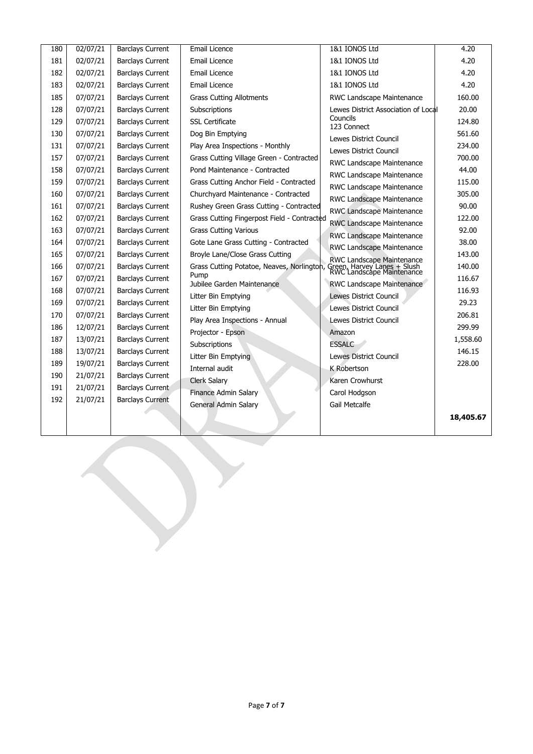| | | | | | |
|---|---|---|---|---|---|
| 180 | 02/07/21 | Barclays Current | Email Licence | 1&1 IONOS Ltd | 4.20 |
| 181 | 02/07/21 | Barclays Current | Email Licence | 1&1 IONOS Ltd | 4.20 |
| 182 | 02/07/21 | Barclays Current | Email Licence | 1&1 IONOS Ltd | 4.20 |
| 183 | 02/07/21 | Barclays Current | Email Licence | 1&1 IONOS Ltd | 4.20 |
| 185 | 07/07/21 | Barclays Current | Grass Cutting Allotments | RWC Landscape Maintenance | 160.00 |
| 128 | 07/07/21 | Barclays Current | Subscriptions | Lewes District Association of Local Councils | 20.00 |
| 129 | 07/07/21 | Barclays Current | SSL Certificate | 123 Connect | 124.80 |
| 130 | 07/07/21 | Barclays Current | Dog Bin Emptying | Lewes District Council | 561.60 |
| 131 | 07/07/21 | Barclays Current | Play Area Inspections - Monthly | Lewes District Council | 234.00 |
| 157 | 07/07/21 | Barclays Current | Grass Cutting Village Green - Contracted | RWC Landscape Maintenance | 700.00 |
| 158 | 07/07/21 | Barclays Current | Pond Maintenance - Contracted | RWC Landscape Maintenance | 44.00 |
| 159 | 07/07/21 | Barclays Current | Grass Cutting Anchor Field - Contracted | RWC Landscape Maintenance | 115.00 |
| 160 | 07/07/21 | Barclays Current | Churchyard Maintenance - Contracted | RWC Landscape Maintenance | 305.00 |
| 161 | 07/07/21 | Barclays Current | Rushey Green Grass Cutting - Contracted | RWC Landscape Maintenance | 90.00 |
| 162 | 07/07/21 | Barclays Current | Grass Cutting Fingerpost Field - Contracted | RWC Landscape Maintenance | 122.00 |
| 163 | 07/07/21 | Barclays Current | Grass Cutting Various | RWC Landscape Maintenance | 92.00 |
| 164 | 07/07/21 | Barclays Current | Gote Lane Grass Cutting - Contracted | RWC Landscape Maintenance | 38.00 |
| 165 | 07/07/21 | Barclays Current | Broyle Lane/Close Grass Cutting | RWC Landscape Maintenance | 143.00 |
| 166 | 07/07/21 | Barclays Current | Grass Cutting Potatoe, Neaves, Norlington, Green, Harvey Lanes + Slush Pump | RWC Landscape Maintenance | 140.00 |
| 167 | 07/07/21 | Barclays Current | Jubilee Garden Maintenance | RWC Landscape Maintenance | 116.67 |
| 168 | 07/07/21 | Barclays Current | Litter Bin Emptying | Lewes District Council | 116.93 |
| 169 | 07/07/21 | Barclays Current | Litter Bin Emptying | Lewes District Council | 29.23 |
| 170 | 07/07/21 | Barclays Current | Play Area Inspections - Annual | Lewes District Council | 206.81 |
| 186 | 12/07/21 | Barclays Current | Projector - Epson | Amazon | 299.99 |
| 187 | 13/07/21 | Barclays Current | Subscriptions | ESSALC | 1,558.60 |
| 188 | 13/07/21 | Barclays Current | Litter Bin Emptying | Lewes District Council | 146.15 |
| 189 | 19/07/21 | Barclays Current | Internal audit | K Robertson | 228.00 |
| 190 | 21/07/21 | Barclays Current | Clerk Salary | Karen Crowhurst | |
| 191 | 21/07/21 | Barclays Current | Finance Admin Salary | Carol Hodgson | |
| 192 | 21/07/21 | Barclays Current | General Admin Salary | Gail Metcalfe | |
| | | | | | **18,405.67** |